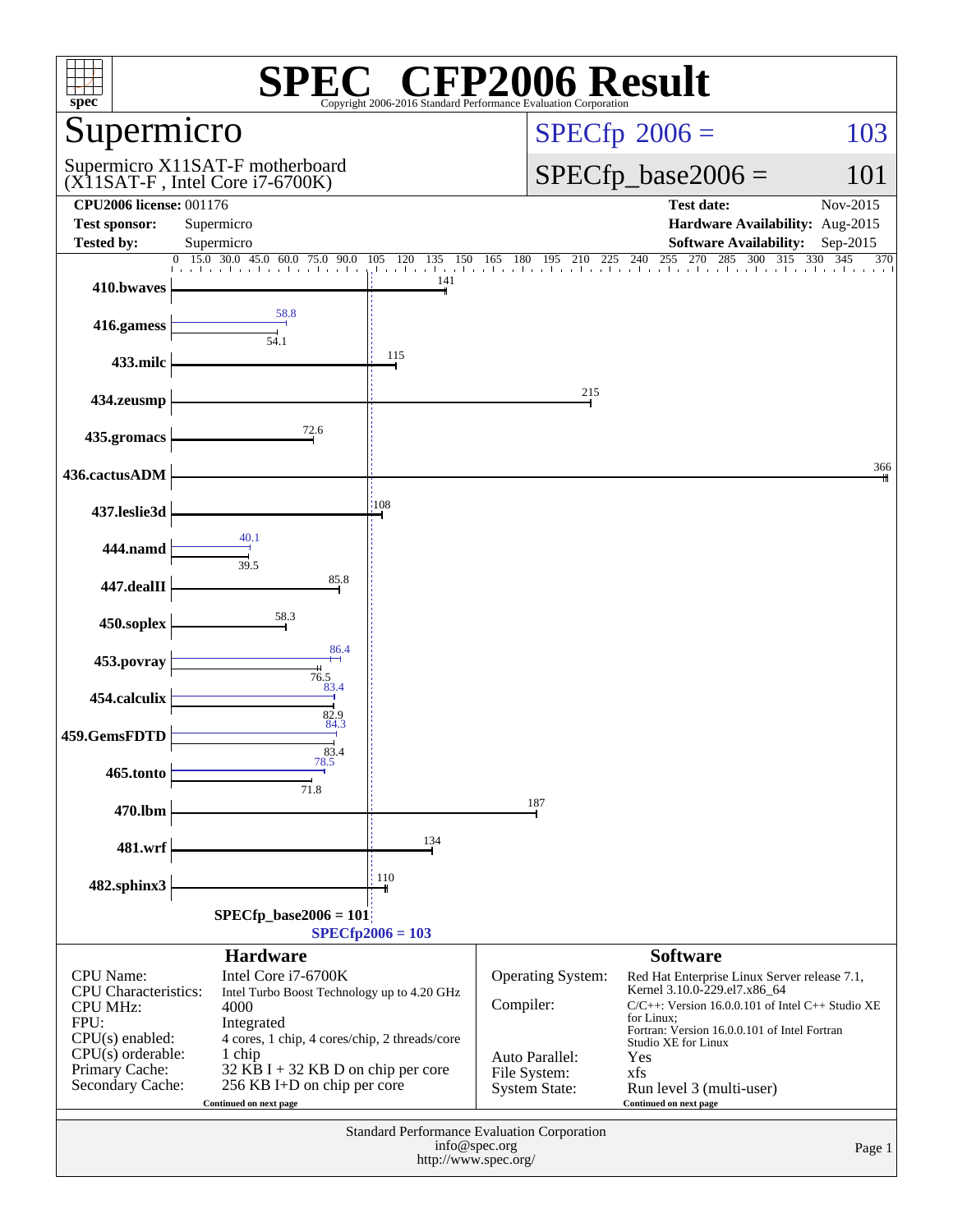# SPEC® CFP2006 Result

Copyright 2006-2016 Standard Performance Evaluation Corporation

## Supermicro

Supermicro X11SAT-F motherboard (X11SAT-F , Intel Core i7-6700K)

**SPECfp 2006 =** 103

**SPECfp_base2006 =** 101

| | | | |
|---|---|---|---|
| **CPU2006 license:** 001176 | | **Test date:** | Nov-2015 |
| **Test sponsor:** | Supermicro | **Hardware Availability:** | Aug-2015 |
| **Tested by:** | Supermicro | **Software Availability:** | Sep-2015 |

| Benchmark | Base | Peak |
|---|---|---|
| 410.bwaves | 141 | |
| 416.gamess | 54.1 | 58.8 |
| 433.milc | 115 | |
| 434.zeusmp | 215 | |
| 435.gromacs | 72.6 | |
| 436.cactusADM | 366 | |
| 437.leslie3d | 108 | |
| 444.namd | 39.5 | 40.1 |
| 447.dealII | 85.8 | |
| 450.soplex | 58.3 | |
| 453.povray | 76.5 | 86.4 |
| 454.calculix | 82.9 | 83.4 |
| 459.GemsFDTD | 83.4 | 84.3 |
| 465.tonto | 71.8 | 78.5 |
| 470.lbm | 187 | |
| 481.wrf | 134 | |
| 482.sphinx3 | 110 | |

SPECfp_base2006 = 101

SPECfp2006 = 103

### Hardware

| | |
|---|---|
| CPU Name: | Intel Core i7-6700K |
| CPU Characteristics: | Intel Turbo Boost Technology up to 4.20 GHz |
| CPU MHz: | 4000 |
| FPU: | Integrated |
| CPU(s) enabled: | 4 cores, 1 chip, 4 cores/chip, 2 threads/core |
| CPU(s) orderable: | 1 chip |
| Primary Cache: | 32 KB I + 32 KB D on chip per core |
| Secondary Cache: | 256 KB I+D on chip per core |

Continued on next page

### Software

| | |
|---|---|
| Operating System: | Red Hat Enterprise Linux Server release 7.1, Kernel 3.10.0-229.el7.x86_64 |
| Compiler: | C/C++: Version 16.0.0.101 of Intel C++ Studio XE for Linux; Fortran: Version 16.0.0.101 of Intel Fortran Studio XE for Linux |
| Auto Parallel: | Yes |
| File System: | xfs |
| System State: | Run level 3 (multi-user) |

Continued on next page

Standard Performance Evaluation Corporation
info@spec.org
http://www.spec.org/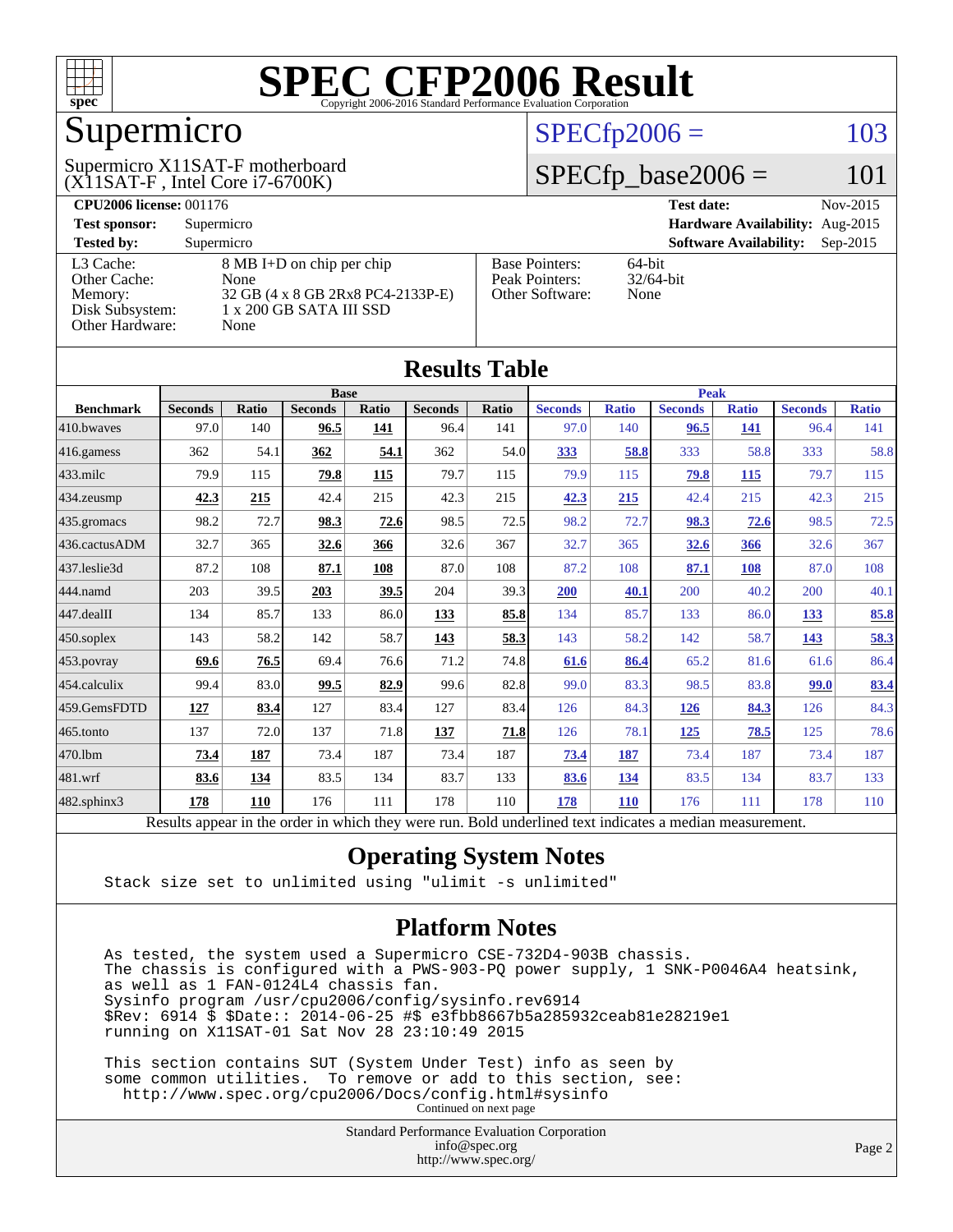# SPEC CFP2006 Result

Copyright 2006-2016 Standard Performance Evaluation Corporation

## Supermicro

Supermicro X11SAT-F motherboard
(X11SAT-F , Intel Core i7-6700K)

SPECfp2006 = 103

SPECfp_base2006 = 101

| **CPU2006 license:** 001176 | | **Test date:** | Nov-2015 |
|---|---|---|---|
| **Test sponsor:** | Supermicro | **Hardware Availability:** | Aug-2015 |
| **Tested by:** | Supermicro | **Software Availability:** | Sep-2015 |

| | |
|---|---|
| L3 Cache: | 8 MB I+D on chip per chip |
| Other Cache: | None |
| Memory: | 32 GB (4 x 8 GB 2Rx8 PC4-2133P-E) |
| Disk Subsystem: | 1 x 200 GB SATA III SSD |
| Other Hardware: | None |

| | |
|---|---|
| Base Pointers: | 64-bit |
| Peak Pointers: | 32/64-bit |
| Other Software: | None |

## Results Table

| | Base | | | | | | Peak | | | | | |
|---|---|---|---|---|---|---|---|---|---|---|---|---|
| **Benchmark** | **Seconds** | **Ratio** | **Seconds** | **Ratio** | **Seconds** | **Ratio** | **Seconds** | **Ratio** | **Seconds** | **Ratio** | **Seconds** | **Ratio** |
| 410.bwaves | 97.0 | 140 | **96.5** | **141** | 96.4 | 141 | 97.0 | 140 | **96.5** | **141** | 96.4 | 141 |
| 416.gamess | 362 | 54.1 | **362** | **54.1** | 362 | 54.0 | **333** | **58.8** | 333 | 58.8 | 333 | 58.8 |
| 433.milc | 79.9 | 115 | **79.8** | **115** | 79.7 | 115 | 79.9 | 115 | **79.8** | **115** | 79.7 | 115 |
| 434.zeusmp | **42.3** | **215** | 42.4 | 215 | 42.3 | 215 | **42.3** | **215** | 42.4 | 215 | 42.3 | 215 |
| 435.gromacs | 98.2 | 72.7 | **98.3** | **72.6** | 98.5 | 72.5 | 98.2 | 72.7 | **98.3** | **72.6** | 98.5 | 72.5 |
| 436.cactusADM | 32.7 | 365 | **32.6** | **366** | 32.6 | 367 | 32.7 | 365 | **32.6** | **366** | 32.6 | 367 |
| 437.leslie3d | 87.2 | 108 | **87.1** | **108** | 87.0 | 108 | 87.2 | 108 | **87.1** | **108** | 87.0 | 108 |
| 444.namd | 203 | 39.5 | **203** | **39.5** | 204 | 39.3 | **200** | **40.1** | 200 | 40.2 | 200 | 40.1 |
| 447.dealII | 134 | 85.7 | 133 | 86.0 | **133** | **85.8** | 134 | 85.7 | 133 | 86.0 | **133** | **85.8** |
| 450.soplex | 143 | 58.2 | 142 | 58.7 | **143** | **58.3** | 143 | 58.2 | 142 | 58.7 | **143** | **58.3** |
| 453.povray | **69.6** | **76.5** | 69.4 | 76.6 | 71.2 | 74.8 | **61.6** | **86.4** | 65.2 | 81.6 | 61.6 | 86.4 |
| 454.calculix | 99.4 | 83.0 | **99.5** | **82.9** | 99.6 | 82.8 | 99.0 | 83.3 | 98.5 | 83.8 | **99.0** | **83.4** |
| 459.GemsFDTD | **127** | **83.4** | 127 | 83.4 | 127 | 83.4 | 126 | 84.3 | **126** | **84.3** | 126 | 84.3 |
| 465.tonto | 137 | 72.0 | 137 | 71.8 | **137** | **71.8** | 126 | 78.1 | **125** | **78.5** | 125 | 78.6 |
| 470.lbm | **73.4** | **187** | 73.4 | 187 | 73.4 | 187 | **73.4** | **187** | 73.4 | 187 | 73.4 | 187 |
| 481.wrf | **83.6** | **134** | 83.5 | 134 | 83.7 | 133 | **83.6** | **134** | 83.5 | 134 | 83.7 | 133 |
| 482.sphinx3 | **178** | **110** | 176 | 111 | 178 | 110 | **178** | **110** | 176 | 111 | 178 | 110 |

Results appear in the order in which they were run. Bold underlined text indicates a median measurement.

## Operating System Notes

```
Stack size set to unlimited using "ulimit -s unlimited"
```

## Platform Notes

```
As tested, the system used a Supermicro CSE-732D4-903B chassis.
The chassis is configured with a PWS-903-PQ power supply, 1 SNK-P0046A4 heatsink,
as well as 1 FAN-0124L4 chassis fan.
Sysinfo program /usr/cpu2006/config/sysinfo.rev6914
$Rev: 6914 $ $Date:: 2014-06-25 #$ e3fbb8667b5a285932ceab81e28219e1
running on X11SAT-01 Sat Nov 28 23:10:49 2015

This section contains SUT (System Under Test) info as seen by
some common utilities.  To remove or add to this section, see:
  http://www.spec.org/cpu2006/Docs/config.html#sysinfo
```

Continued on next page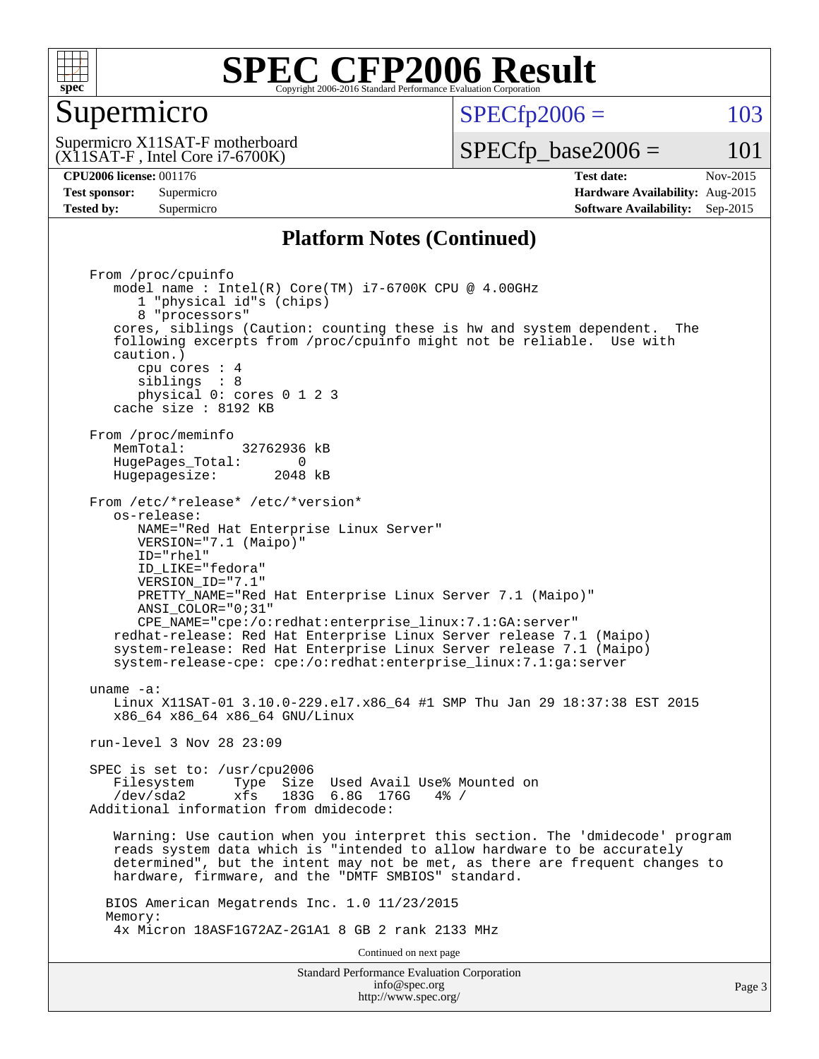# SPEC CFP2006 Result

Copyright 2006-2016 Standard Performance Evaluation Corporation

## Supermicro

Supermicro X11SAT-F motherboard
(X11SAT-F , Intel Core i7-6700K)

SPECfp2006 = 103

SPECfp_base2006 = 101

**CPU2006 license:** 001176
**Test sponsor:** Supermicro
**Tested by:** Supermicro

**Test date:** Nov-2015
**Hardware Availability:** Aug-2015
**Software Availability:** Sep-2015

### Platform Notes (Continued)

```
From /proc/cpuinfo
   model name : Intel(R) Core(TM) i7-6700K CPU @ 4.00GHz
      1 "physical id"s (chips)
      8 "processors"
   cores, siblings (Caution: counting these is hw and system dependent.  The
   following excerpts from /proc/cpuinfo might not be reliable.  Use with
   caution.)
      cpu cores : 4
      siblings  : 8
      physical 0: cores 0 1 2 3
   cache size : 8192 KB

From /proc/meminfo
   MemTotal:       32762936 kB
   HugePages_Total:       0
   Hugepagesize:       2048 kB

From /etc/*release* /etc/*version*
   os-release:
      NAME="Red Hat Enterprise Linux Server"
      VERSION="7.1 (Maipo)"
      ID="rhel"
      ID_LIKE="fedora"
      VERSION_ID="7.1"
      PRETTY_NAME="Red Hat Enterprise Linux Server 7.1 (Maipo)"
      ANSI_COLOR="0;31"
      CPE_NAME="cpe:/o:redhat:enterprise_linux:7.1:GA:server"
   redhat-release: Red Hat Enterprise Linux Server release 7.1 (Maipo)
   system-release: Red Hat Enterprise Linux Server release 7.1 (Maipo)
   system-release-cpe: cpe:/o:redhat:enterprise_linux:7.1:ga:server

uname -a:
   Linux X11SAT-01 3.10.0-229.el7.x86_64 #1 SMP Thu Jan 29 18:37:38 EST 2015
   x86_64 x86_64 x86_64 GNU/Linux

run-level 3 Nov 28 23:09

SPEC is set to: /usr/cpu2006
   Filesystem     Type  Size  Used Avail Use% Mounted on
   /dev/sda2      xfs   183G  6.8G  176G   4% /
Additional information from dmidecode:

   Warning: Use caution when you interpret this section. The 'dmidecode' program
   reads system data which is "intended to allow hardware to be accurately
   determined", but the intent may not be met, as there are frequent changes to
   hardware, firmware, and the "DMTF SMBIOS" standard.

  BIOS American Megatrends Inc. 1.0 11/23/2015
  Memory:
   4x Micron 18ASF1G72AZ-2G1A1 8 GB 2 rank 2133 MHz
```

Continued on next page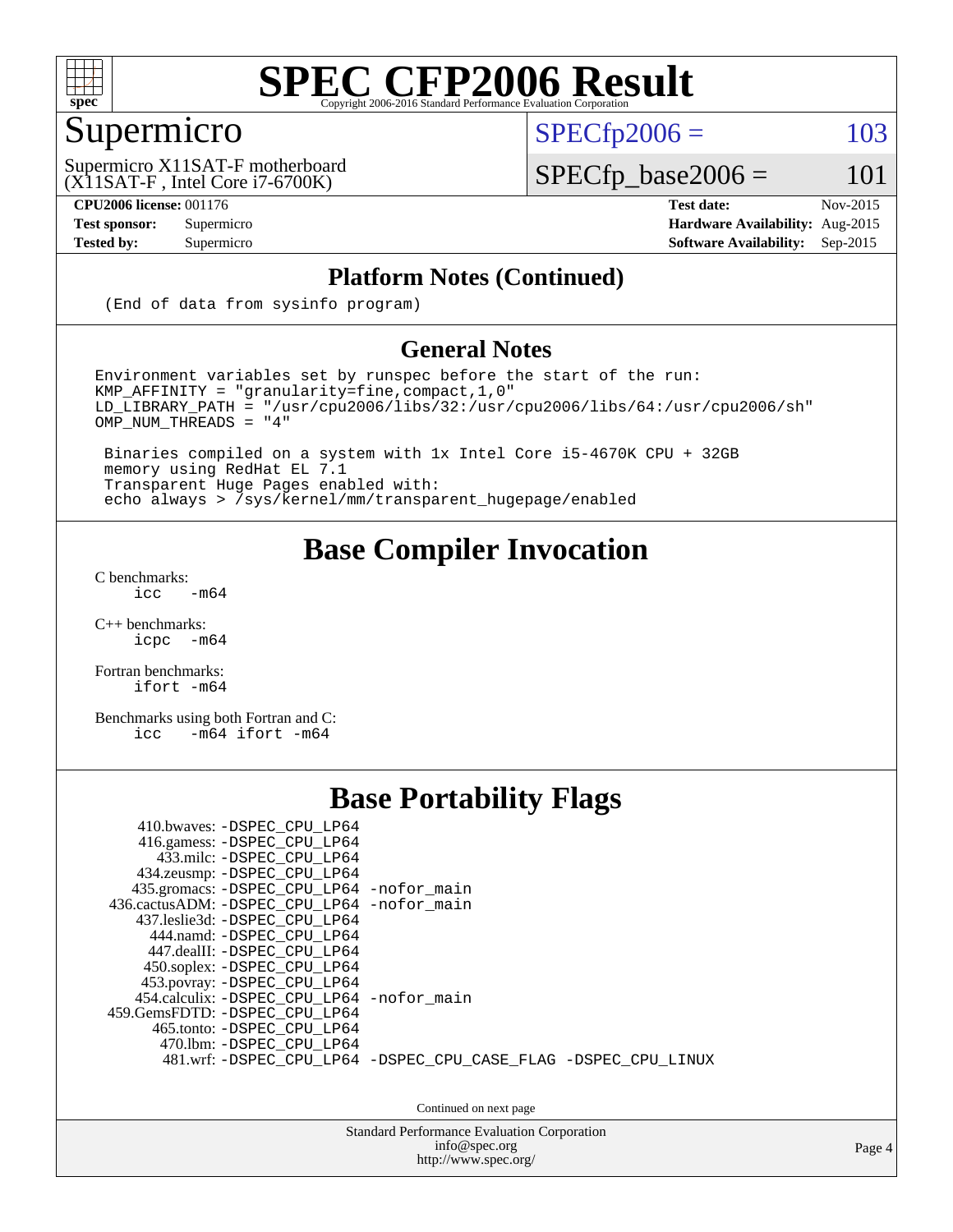# SPEC CFP2006 Result

Copyright 2006-2016 Standard Performance Evaluation Corporation

## Supermicro

Supermicro X11SAT-F motherboard
(X11SAT-F , Intel Core i7-6700K)

| | |
|---|---|
| SPECfp2006 = | 103 |
| SPECfp_base2006 = | 101 |

| | | | |
|---|---|---|---|
| **CPU2006 license:** | 001176 | **Test date:** | Nov-2015 |
| **Test sponsor:** | Supermicro | **Hardware Availability:** | Aug-2015 |
| **Tested by:** | Supermicro | **Software Availability:** | Sep-2015 |

## Platform Notes (Continued)

```
(End of data from sysinfo program)
```

## General Notes

```
Environment variables set by runspec before the start of the run:
KMP_AFFINITY = "granularity=fine,compact,1,0"
LD_LIBRARY_PATH = "/usr/cpu2006/libs/32:/usr/cpu2006/libs/64:/usr/cpu2006/sh"
OMP_NUM_THREADS = "4"

 Binaries compiled on a system with 1x Intel Core i5-4670K CPU + 32GB
 memory using RedHat EL 7.1
 Transparent Huge Pages enabled with:
 echo always > /sys/kernel/mm/transparent_hugepage/enabled
```

## Base Compiler Invocation

C benchmarks:
    icc   -m64

C++ benchmarks:
    icpc  -m64

Fortran benchmarks:
    ifort -m64

Benchmarks using both Fortran and C:
    icc   -m64 ifort -m64

## Base Portability Flags

| Benchmark | Flags |
|---|---|
| 410.bwaves: | -DSPEC_CPU_LP64 |
| 416.gamess: | -DSPEC_CPU_LP64 |
| 433.milc: | -DSPEC_CPU_LP64 |
| 434.zeusmp: | -DSPEC_CPU_LP64 |
| 435.gromacs: | -DSPEC_CPU_LP64 -nofor_main |
| 436.cactusADM: | -DSPEC_CPU_LP64 -nofor_main |
| 437.leslie3d: | -DSPEC_CPU_LP64 |
| 444.namd: | -DSPEC_CPU_LP64 |
| 447.dealII: | -DSPEC_CPU_LP64 |
| 450.soplex: | -DSPEC_CPU_LP64 |
| 453.povray: | -DSPEC_CPU_LP64 |
| 454.calculix: | -DSPEC_CPU_LP64 -nofor_main |
| 459.GemsFDTD: | -DSPEC_CPU_LP64 |
| 465.tonto: | -DSPEC_CPU_LP64 |
| 470.lbm: | -DSPEC_CPU_LP64 |
| 481.wrf: | -DSPEC_CPU_LP64 -DSPEC_CPU_CASE_FLAG -DSPEC_CPU_LINUX |

Continued on next page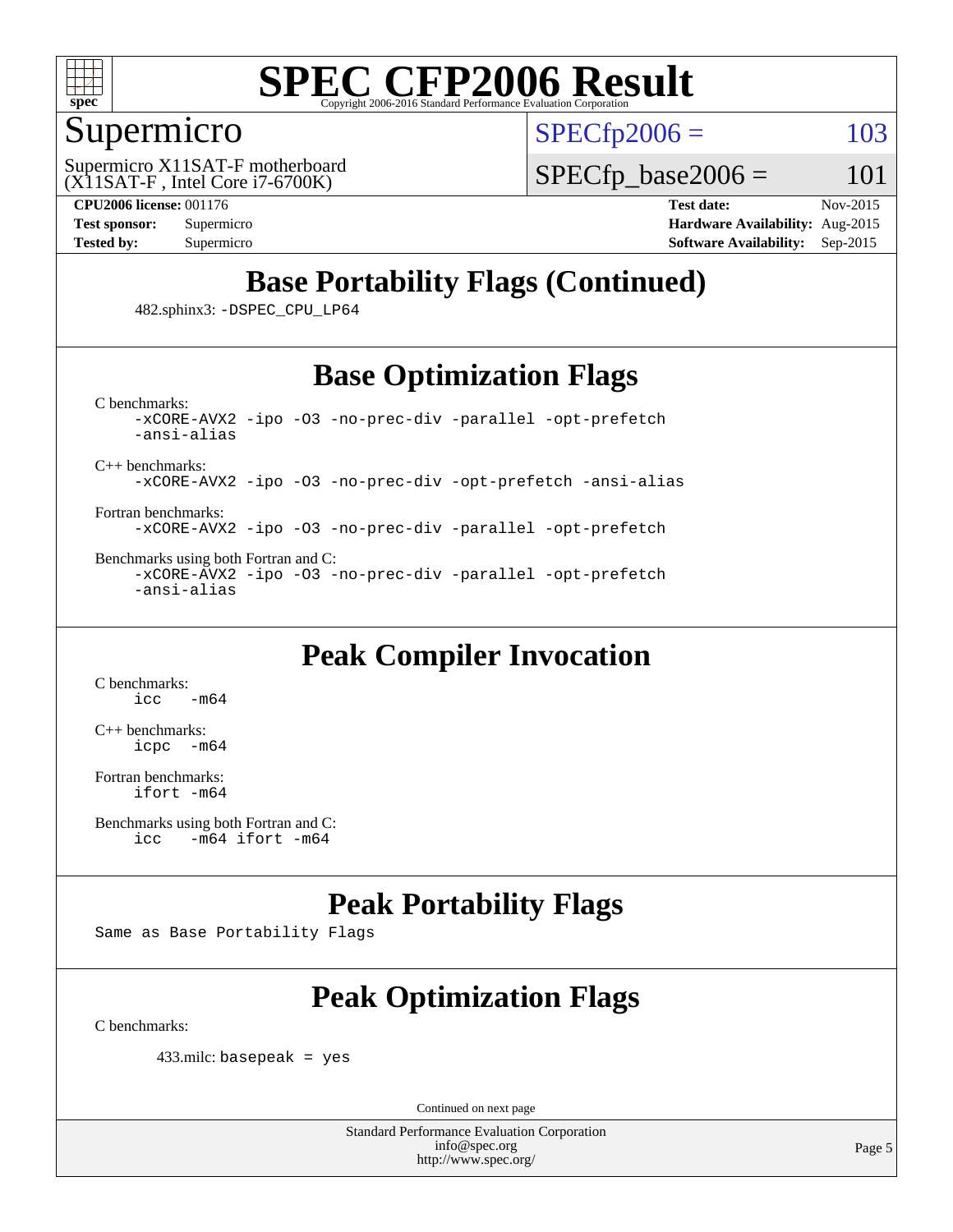# SPEC CFP2006 Result

Copyright 2006-2016 Standard Performance Evaluation Corporation

## Supermicro

Supermicro X11SAT-F motherboard
(X11SAT-F , Intel Core i7-6700K)

SPECfp2006 = 103

SPECfp_base2006 = 101

**CPU2006 license:** 001176
**Test sponsor:** Supermicro
**Tested by:** Supermicro

**Test date:** Nov-2015
**Hardware Availability:** Aug-2015
**Software Availability:** Sep-2015

## Base Portability Flags (Continued)

482.sphinx3: `-DSPEC_CPU_LP64`

## Base Optimization Flags

C benchmarks:
```
-xCORE-AVX2 -ipo -O3 -no-prec-div -parallel -opt-prefetch
-ansi-alias
```

C++ benchmarks:
```
-xCORE-AVX2 -ipo -O3 -no-prec-div -opt-prefetch -ansi-alias
```

Fortran benchmarks:
```
-xCORE-AVX2 -ipo -O3 -no-prec-div -parallel -opt-prefetch
```

Benchmarks using both Fortran and C:
```
-xCORE-AVX2 -ipo -O3 -no-prec-div -parallel -opt-prefetch
-ansi-alias
```

## Peak Compiler Invocation

C benchmarks:
```
icc   -m64
```

C++ benchmarks:
```
icpc  -m64
```

Fortran benchmarks:
```
ifort -m64
```

Benchmarks using both Fortran and C:
```
icc   -m64 ifort -m64
```

## Peak Portability Flags

Same as Base Portability Flags

## Peak Optimization Flags

C benchmarks:

433.milc: `basepeak = yes`

Continued on next page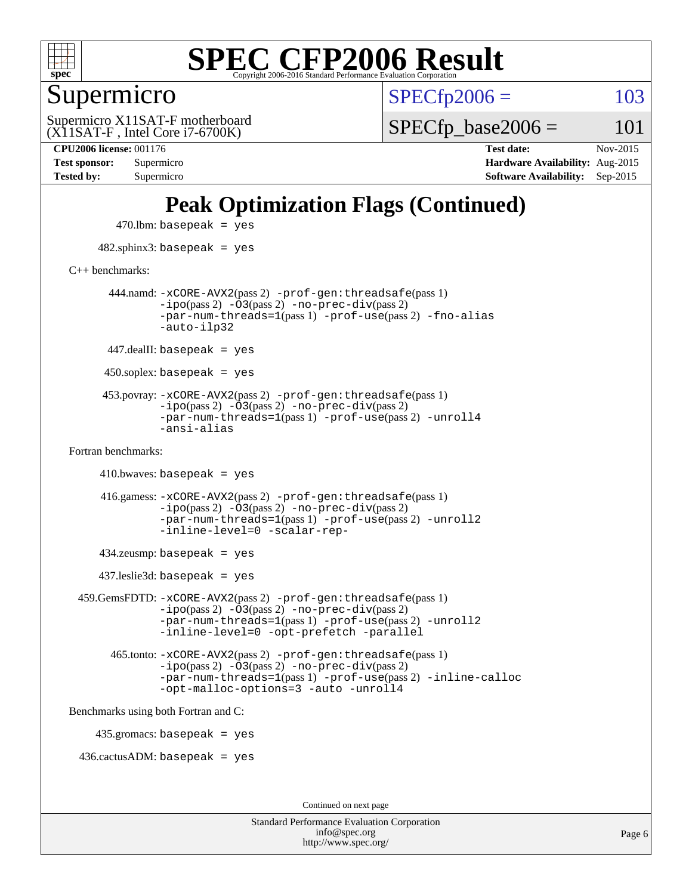# SPEC CFP2006 Result

Copyright 2006-2016 Standard Performance Evaluation Corporation

## Supermicro

Supermicro X11SAT-F motherboard
(X11SAT-F , Intel Core i7-6700K)

SPECfp2006 = 103

SPECfp_base2006 = 101

**CPU2006 license:** 001176
**Test sponsor:** Supermicro
**Tested by:** Supermicro

**Test date:** Nov-2015
**Hardware Availability:** Aug-2015
**Software Availability:** Sep-2015

## Peak Optimization Flags (Continued)

470.lbm: `basepeak = yes`

482.sphinx3: `basepeak = yes`

C++ benchmarks:

444.namd: `-xCORE-AVX2`(pass 2) `-prof-gen:threadsafe`(pass 1) `-ipo`(pass 2) `-O3`(pass 2) `-no-prec-div`(pass 2) `-par-num-threads=1`(pass 1) `-prof-use`(pass 2) `-fno-alias` `-auto-ilp32`

447.dealII: `basepeak = yes`

450.soplex: `basepeak = yes`

453.povray: `-xCORE-AVX2`(pass 2) `-prof-gen:threadsafe`(pass 1) `-ipo`(pass 2) `-O3`(pass 2) `-no-prec-div`(pass 2) `-par-num-threads=1`(pass 1) `-prof-use`(pass 2) `-unroll4` `-ansi-alias`

Fortran benchmarks:

410.bwaves: `basepeak = yes`

416.gamess: `-xCORE-AVX2`(pass 2) `-prof-gen:threadsafe`(pass 1) `-ipo`(pass 2) `-O3`(pass 2) `-no-prec-div`(pass 2) `-par-num-threads=1`(pass 1) `-prof-use`(pass 2) `-unroll2` `-inline-level=0 -scalar-rep-`

434.zeusmp: `basepeak = yes`

437.leslie3d: `basepeak = yes`

459.GemsFDTD: `-xCORE-AVX2`(pass 2) `-prof-gen:threadsafe`(pass 1) `-ipo`(pass 2) `-O3`(pass 2) `-no-prec-div`(pass 2) `-par-num-threads=1`(pass 1) `-prof-use`(pass 2) `-unroll2` `-inline-level=0 -opt-prefetch -parallel`

465.tonto: `-xCORE-AVX2`(pass 2) `-prof-gen:threadsafe`(pass 1) `-ipo`(pass 2) `-O3`(pass 2) `-no-prec-div`(pass 2) `-par-num-threads=1`(pass 1) `-prof-use`(pass 2) `-inline-calloc` `-opt-malloc-options=3 -auto -unroll4`

Benchmarks using both Fortran and C:

435.gromacs: `basepeak = yes`

436.cactusADM: `basepeak = yes`

Continued on next page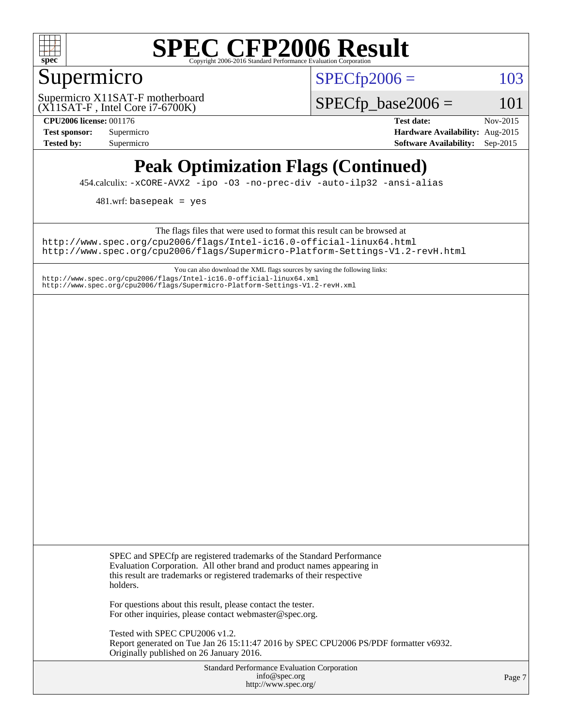# SPEC CFP2006 Result

Copyright 2006-2016 Standard Performance Evaluation Corporation

## Supermicro

Supermicro X11SAT-F motherboard
(X11SAT-F , Intel Core i7-6700K)

SPECfp2006 = 103

SPECfp_base2006 = 101

| | | | |
|---|---|---|---|
| **CPU2006 license:** 001176 | | **Test date:** | Nov-2015 |
| **Test sponsor:** | Supermicro | **Hardware Availability:** | Aug-2015 |
| **Tested by:** | Supermicro | **Software Availability:** | Sep-2015 |

## Peak Optimization Flags (Continued)

454.calculix: `-xCORE-AVX2 -ipo -O3 -no-prec-div -auto-ilp32 -ansi-alias`

481.wrf: `basepeak = yes`

The flags files that were used to format this result can be browsed at
http://www.spec.org/cpu2006/flags/Intel-ic16.0-official-linux64.html
http://www.spec.org/cpu2006/flags/Supermicro-Platform-Settings-V1.2-revH.html

You can also download the XML flags sources by saving the following links:
http://www.spec.org/cpu2006/flags/Intel-ic16.0-official-linux64.xml
http://www.spec.org/cpu2006/flags/Supermicro-Platform-Settings-V1.2-revH.xml

SPEC and SPECfp are registered trademarks of the Standard Performance Evaluation Corporation. All other brand and product names appearing in this result are trademarks or registered trademarks of their respective holders.

For questions about this result, please contact the tester.
For other inquiries, please contact webmaster@spec.org.

Tested with SPEC CPU2006 v1.2.
Report generated on Tue Jan 26 15:11:47 2016 by SPEC CPU2006 PS/PDF formatter v6932.
Originally published on 26 January 2016.

Standard Performance Evaluation Corporation
info@spec.org
http://www.spec.org/